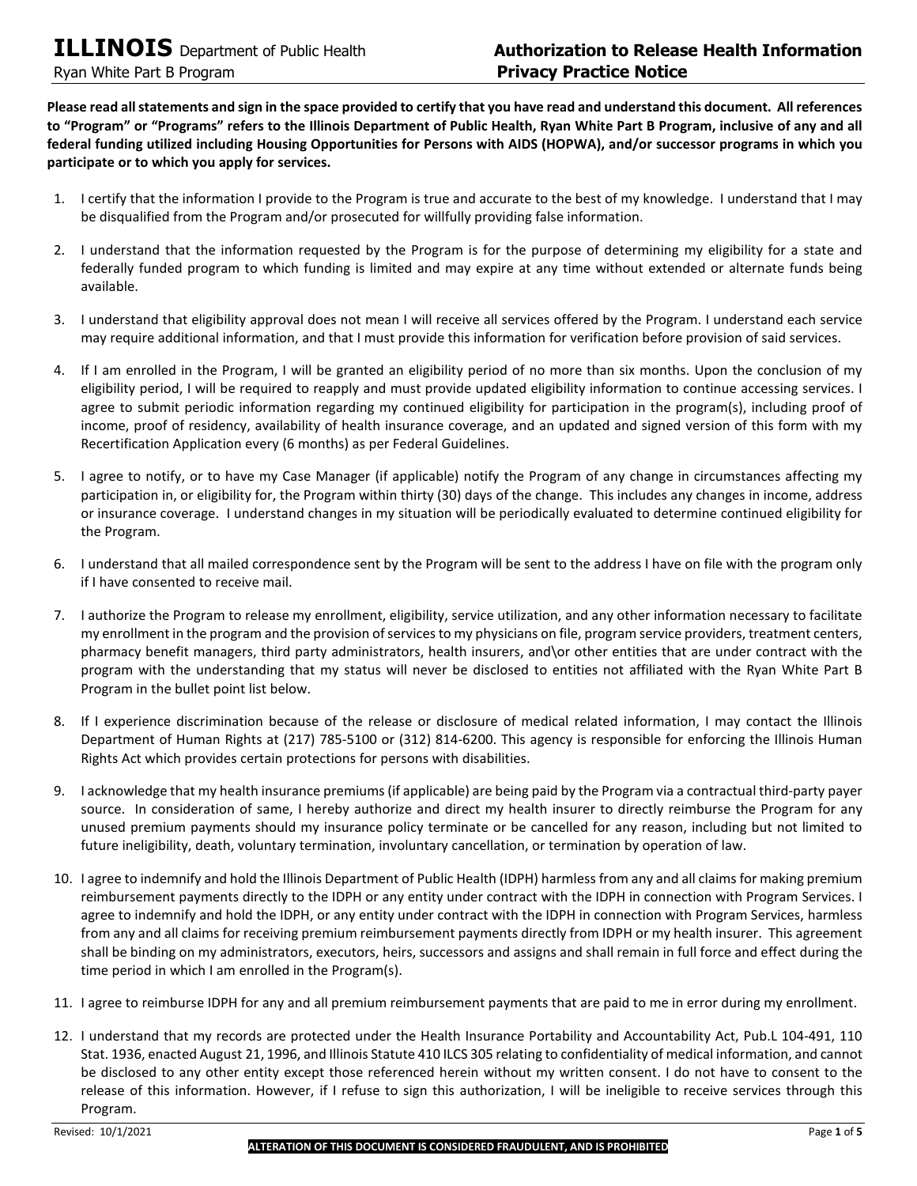# ILLINOIS Department of Public Health

Ryan White Part B Program

## Authorization to Release Health Information
## Privacy Practice Notice

**Please read all statements and sign in the space provided to certify that you have read and understand this document. All references to "Program" or "Programs" refers to the Illinois Department of Public Health, Ryan White Part B Program, inclusive of any and all federal funding utilized including Housing Opportunities for Persons with AIDS (HOPWA), and/or successor programs in which you participate or to which you apply for services.**

1. I certify that the information I provide to the Program is true and accurate to the best of my knowledge. I understand that I may be disqualified from the Program and/or prosecuted for willfully providing false information.

2. I understand that the information requested by the Program is for the purpose of determining my eligibility for a state and federally funded program to which funding is limited and may expire at any time without extended or alternate funds being available.

3. I understand that eligibility approval does not mean I will receive all services offered by the Program. I understand each service may require additional information, and that I must provide this information for verification before provision of said services.

4. If I am enrolled in the Program, I will be granted an eligibility period of no more than six months. Upon the conclusion of my eligibility period, I will be required to reapply and must provide updated eligibility information to continue accessing services. I agree to submit periodic information regarding my continued eligibility for participation in the program(s), including proof of income, proof of residency, availability of health insurance coverage, and an updated and signed version of this form with my Recertification Application every (6 months) as per Federal Guidelines.

5. I agree to notify, or to have my Case Manager (if applicable) notify the Program of any change in circumstances affecting my participation in, or eligibility for, the Program within thirty (30) days of the change. This includes any changes in income, address or insurance coverage. I understand changes in my situation will be periodically evaluated to determine continued eligibility for the Program.

6. I understand that all mailed correspondence sent by the Program will be sent to the address I have on file with the program only if I have consented to receive mail.

7. I authorize the Program to release my enrollment, eligibility, service utilization, and any other information necessary to facilitate my enrollment in the program and the provision of services to my physicians on file, program service providers, treatment centers, pharmacy benefit managers, third party administrators, health insurers, and\or other entities that are under contract with the program with the understanding that my status will never be disclosed to entities not affiliated with the Ryan White Part B Program in the bullet point list below.

8. If I experience discrimination because of the release or disclosure of medical related information, I may contact the Illinois Department of Human Rights at (217) 785-5100 or (312) 814-6200. This agency is responsible for enforcing the Illinois Human Rights Act which provides certain protections for persons with disabilities.

9. I acknowledge that my health insurance premiums (if applicable) are being paid by the Program via a contractual third-party payer source. In consideration of same, I hereby authorize and direct my health insurer to directly reimburse the Program for any unused premium payments should my insurance policy terminate or be cancelled for any reason, including but not limited to future ineligibility, death, voluntary termination, involuntary cancellation, or termination by operation of law.

10. I agree to indemnify and hold the Illinois Department of Public Health (IDPH) harmless from any and all claims for making premium reimbursement payments directly to the IDPH or any entity under contract with the IDPH in connection with Program Services. I agree to indemnify and hold the IDPH, or any entity under contract with the IDPH in connection with Program Services, harmless from any and all claims for receiving premium reimbursement payments directly from IDPH or my health insurer. This agreement shall be binding on my administrators, executors, heirs, successors and assigns and shall remain in full force and effect during the time period in which I am enrolled in the Program(s).

11. I agree to reimburse IDPH for any and all premium reimbursement payments that are paid to me in error during my enrollment.

12. I understand that my records are protected under the Health Insurance Portability and Accountability Act, Pub.L 104-491, 110 Stat. 1936, enacted August 21, 1996, and Illinois Statute 410 ILCS 305 relating to confidentiality of medical information, and cannot be disclosed to any other entity except those referenced herein without my written consent. I do not have to consent to the release of this information. However, if I refuse to sign this authorization, I will be ineligible to receive services through this Program.

Revised: 10/1/2021

**ALTERATION OF THIS DOCUMENT IS CONSIDERED FRAUDULENT, AND IS PROHIBITED**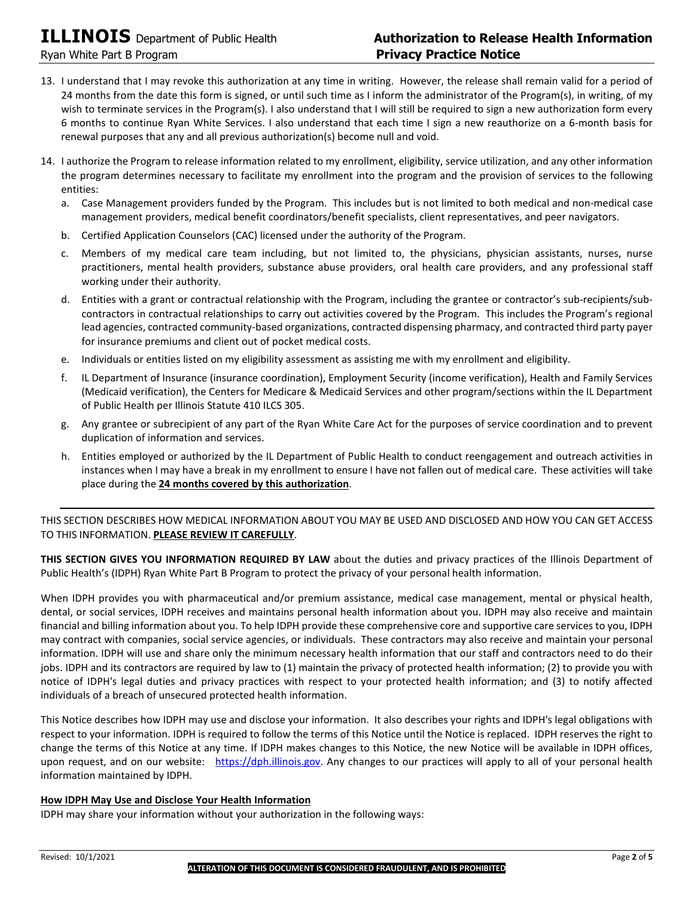13. I understand that I may revoke this authorization at any time in writing. However, the release shall remain valid for a period of 24 months from the date this form is signed, or until such time as I inform the administrator of the Program(s), in writing, of my wish to terminate services in the Program(s). I also understand that I will still be required to sign a new authorization form every 6 months to continue Ryan White Services. I also understand that each time I sign a new reauthorize on a 6-month basis for renewal purposes that any and all previous authorization(s) become null and void.

14. I authorize the Program to release information related to my enrollment, eligibility, service utilization, and any other information the program determines necessary to facilitate my enrollment into the program and the provision of services to the following entities:
    a. Case Management providers funded by the Program. This includes but is not limited to both medical and non-medical case management providers, medical benefit coordinators/benefit specialists, client representatives, and peer navigators.
    b. Certified Application Counselors (CAC) licensed under the authority of the Program.
    c. Members of my medical care team including, but not limited to, the physicians, physician assistants, nurses, nurse practitioners, mental health providers, substance abuse providers, oral health care providers, and any professional staff working under their authority.
    d. Entities with a grant or contractual relationship with the Program, including the grantee or contractor's sub-recipients/sub-contractors in contractual relationships to carry out activities covered by the Program. This includes the Program's regional lead agencies, contracted community-based organizations, contracted dispensing pharmacy, and contracted third party payer for insurance premiums and client out of pocket medical costs.
    e. Individuals or entities listed on my eligibility assessment as assisting me with my enrollment and eligibility.
    f. IL Department of Insurance (insurance coordination), Employment Security (income verification), Health and Family Services (Medicaid verification), the Centers for Medicare & Medicaid Services and other program/sections within the IL Department of Public Health per Illinois Statute 410 ILCS 305.
    g. Any grantee or subrecipient of any part of the Ryan White Care Act for the purposes of service coordination and to prevent duplication of information and services.
    h. Entities employed or authorized by the IL Department of Public Health to conduct reengagement and outreach activities in instances when I may have a break in my enrollment to ensure I have not fallen out of medical care. These activities will take place during the **24 months covered by this authorization**.

---

THIS SECTION DESCRIBES HOW MEDICAL INFORMATION ABOUT YOU MAY BE USED AND DISCLOSED AND HOW YOU CAN GET ACCESS TO THIS INFORMATION. **PLEASE REVIEW IT CAREFULLY**.

**THIS SECTION GIVES YOU INFORMATION REQUIRED BY LAW** about the duties and privacy practices of the Illinois Department of Public Health's (IDPH) Ryan White Part B Program to protect the privacy of your personal health information.

When IDPH provides you with pharmaceutical and/or premium assistance, medical case management, mental or physical health, dental, or social services, IDPH receives and maintains personal health information about you. IDPH may also receive and maintain financial and billing information about you. To help IDPH provide these comprehensive core and supportive care services to you, IDPH may contract with companies, social service agencies, or individuals. These contractors may also receive and maintain your personal information. IDPH will use and share only the minimum necessary health information that our staff and contractors need to do their jobs. IDPH and its contractors are required by law to (1) maintain the privacy of protected health information; (2) to provide you with notice of IDPH's legal duties and privacy practices with respect to your protected health information; and (3) to notify affected individuals of a breach of unsecured protected health information.

This Notice describes how IDPH may use and disclose your information. It also describes your rights and IDPH's legal obligations with respect to your information. IDPH is required to follow the terms of this Notice until the Notice is replaced. IDPH reserves the right to change the terms of this Notice at any time. If IDPH makes changes to this Notice, the new Notice will be available in IDPH offices, upon request, and on our website: https://dph.illinois.gov. Any changes to our practices will apply to all of your personal health information maintained by IDPH.

**How IDPH May Use and Disclose Your Health Information**

IDPH may share your information without your authorization in the following ways: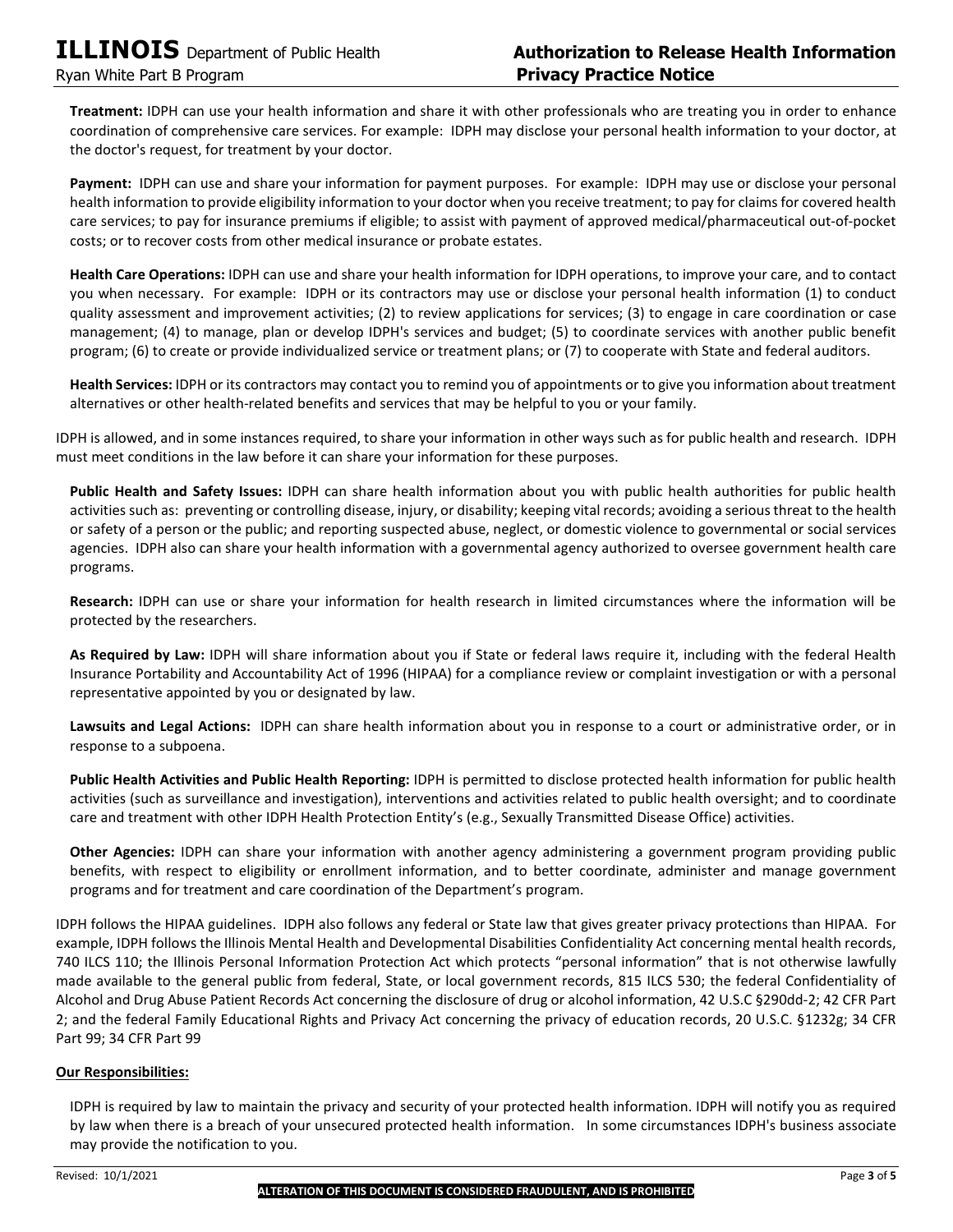**Treatment:** IDPH can use your health information and share it with other professionals who are treating you in order to enhance coordination of comprehensive care services. For example: IDPH may disclose your personal health information to your doctor, at the doctor's request, for treatment by your doctor.

**Payment:** IDPH can use and share your information for payment purposes. For example: IDPH may use or disclose your personal health information to provide eligibility information to your doctor when you receive treatment; to pay for claims for covered health care services; to pay for insurance premiums if eligible; to assist with payment of approved medical/pharmaceutical out-of-pocket costs; or to recover costs from other medical insurance or probate estates.

**Health Care Operations:** IDPH can use and share your health information for IDPH operations, to improve your care, and to contact you when necessary. For example: IDPH or its contractors may use or disclose your personal health information (1) to conduct quality assessment and improvement activities; (2) to review applications for services; (3) to engage in care coordination or case management; (4) to manage, plan or develop IDPH's services and budget; (5) to coordinate services with another public benefit program; (6) to create or provide individualized service or treatment plans; or (7) to cooperate with State and federal auditors.

**Health Services:** IDPH or its contractors may contact you to remind you of appointments or to give you information about treatment alternatives or other health-related benefits and services that may be helpful to you or your family.

IDPH is allowed, and in some instances required, to share your information in other ways such as for public health and research. IDPH must meet conditions in the law before it can share your information for these purposes.

**Public Health and Safety Issues:** IDPH can share health information about you with public health authorities for public health activities such as: preventing or controlling disease, injury, or disability; keeping vital records; avoiding a serious threat to the health or safety of a person or the public; and reporting suspected abuse, neglect, or domestic violence to governmental or social services agencies. IDPH also can share your health information with a governmental agency authorized to oversee government health care programs.

**Research:** IDPH can use or share your information for health research in limited circumstances where the information will be protected by the researchers.

**As Required by Law:** IDPH will share information about you if State or federal laws require it, including with the federal Health Insurance Portability and Accountability Act of 1996 (HIPAA) for a compliance review or complaint investigation or with a personal representative appointed by you or designated by law.

**Lawsuits and Legal Actions:** IDPH can share health information about you in response to a court or administrative order, or in response to a subpoena.

**Public Health Activities and Public Health Reporting:** IDPH is permitted to disclose protected health information for public health activities (such as surveillance and investigation), interventions and activities related to public health oversight; and to coordinate care and treatment with other IDPH Health Protection Entity's (e.g., Sexually Transmitted Disease Office) activities.

**Other Agencies:** IDPH can share your information with another agency administering a government program providing public benefits, with respect to eligibility or enrollment information, and to better coordinate, administer and manage government programs and for treatment and care coordination of the Department's program.

IDPH follows the HIPAA guidelines. IDPH also follows any federal or State law that gives greater privacy protections than HIPAA. For example, IDPH follows the Illinois Mental Health and Developmental Disabilities Confidentiality Act concerning mental health records, 740 ILCS 110; the Illinois Personal Information Protection Act which protects "personal information" that is not otherwise lawfully made available to the general public from federal, State, or local government records, 815 ILCS 530; the federal Confidentiality of Alcohol and Drug Abuse Patient Records Act concerning the disclosure of drug or alcohol information, 42 U.S.C §290dd-2; 42 CFR Part 2; and the federal Family Educational Rights and Privacy Act concerning the privacy of education records, 20 U.S.C. §1232g; 34 CFR Part 99; 34 CFR Part 99

**Our Responsibilities:**

IDPH is required by law to maintain the privacy and security of your protected health information. IDPH will notify you as required by law when there is a breach of your unsecured protected health information. In some circumstances IDPH's business associate may provide the notification to you.

ALTERATION OF THIS DOCUMENT IS CONSIDERED FRAUDULENT, AND IS PROHIBITED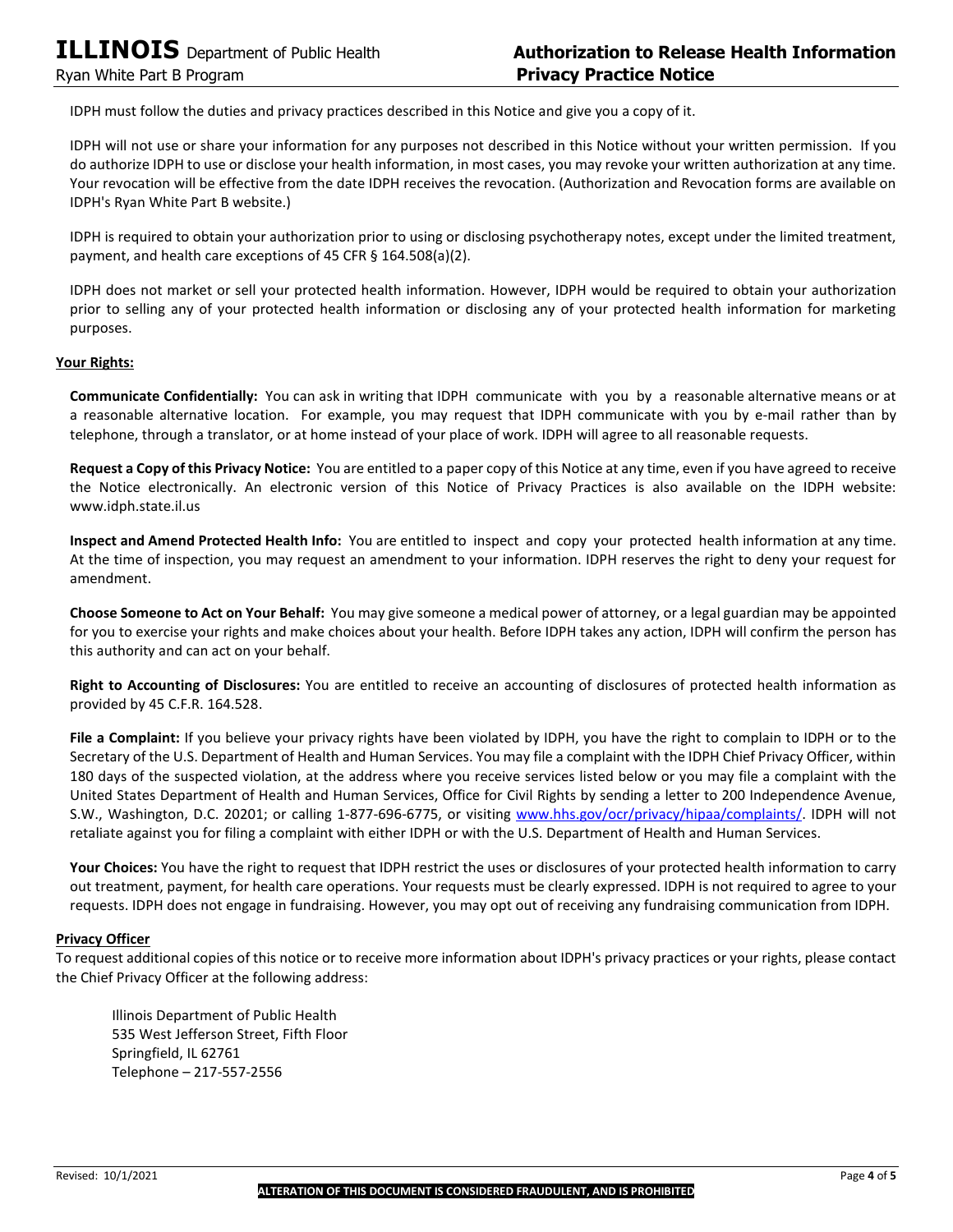IDPH must follow the duties and privacy practices described in this Notice and give you a copy of it.

IDPH will not use or share your information for any purposes not described in this Notice without your written permission. If you do authorize IDPH to use or disclose your health information, in most cases, you may revoke your written authorization at any time. Your revocation will be effective from the date IDPH receives the revocation. (Authorization and Revocation forms are available on IDPH's Ryan White Part B website.)

IDPH is required to obtain your authorization prior to using or disclosing psychotherapy notes, except under the limited treatment, payment, and health care exceptions of 45 CFR § 164.508(a)(2).

IDPH does not market or sell your protected health information. However, IDPH would be required to obtain your authorization prior to selling any of your protected health information or disclosing any of your protected health information for marketing purposes.

**Your Rights:**

**Communicate Confidentially:** You can ask in writing that IDPH communicate with you by a reasonable alternative means or at a reasonable alternative location. For example, you may request that IDPH communicate with you by e-mail rather than by telephone, through a translator, or at home instead of your place of work. IDPH will agree to all reasonable requests.

**Request a Copy of this Privacy Notice:** You are entitled to a paper copy of this Notice at any time, even if you have agreed to receive the Notice electronically. An electronic version of this Notice of Privacy Practices is also available on the IDPH website: www.idph.state.il.us

**Inspect and Amend Protected Health Info:** You are entitled to inspect and copy your protected health information at any time. At the time of inspection, you may request an amendment to your information. IDPH reserves the right to deny your request for amendment.

**Choose Someone to Act on Your Behalf:** You may give someone a medical power of attorney, or a legal guardian may be appointed for you to exercise your rights and make choices about your health. Before IDPH takes any action, IDPH will confirm the person has this authority and can act on your behalf.

**Right to Accounting of Disclosures:** You are entitled to receive an accounting of disclosures of protected health information as provided by 45 C.F.R. 164.528.

**File a Complaint:** If you believe your privacy rights have been violated by IDPH, you have the right to complain to IDPH or to the Secretary of the U.S. Department of Health and Human Services. You may file a complaint with the IDPH Chief Privacy Officer, within 180 days of the suspected violation, at the address where you receive services listed below or you may file a complaint with the United States Department of Health and Human Services, Office for Civil Rights by sending a letter to 200 Independence Avenue, S.W., Washington, D.C. 20201; or calling 1-877-696-6775, or visiting www.hhs.gov/ocr/privacy/hipaa/complaints/. IDPH will not retaliate against you for filing a complaint with either IDPH or with the U.S. Department of Health and Human Services.

**Your Choices:** You have the right to request that IDPH restrict the uses or disclosures of your protected health information to carry out treatment, payment, for health care operations. Your requests must be clearly expressed. IDPH is not required to agree to your requests. IDPH does not engage in fundraising. However, you may opt out of receiving any fundraising communication from IDPH.

**Privacy Officer**

To request additional copies of this notice or to receive more information about IDPH's privacy practices or your rights, please contact the Chief Privacy Officer at the following address:

Illinois Department of Public Health
535 West Jefferson Street, Fifth Floor
Springfield, IL 62761
Telephone – 217-557-2556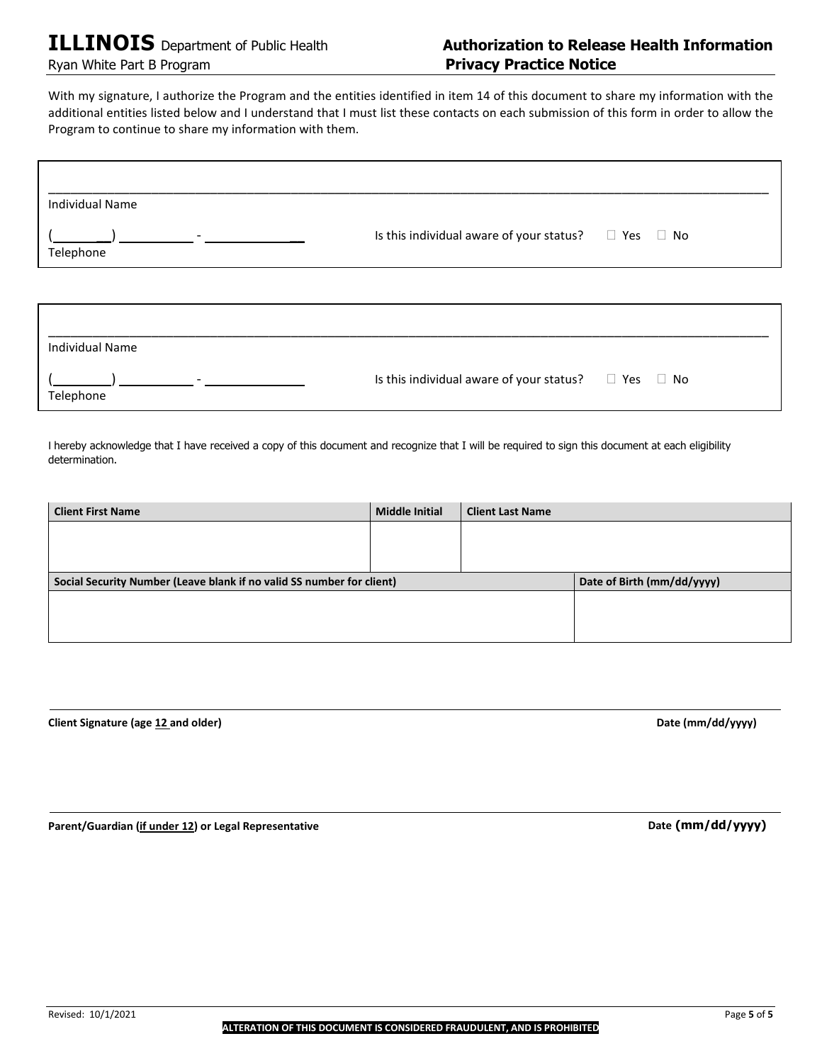With my signature, I authorize the Program and the entities identified in item 14 of this document to share my information with the additional entities listed below and I understand that I must list these contacts on each submission of this form in order to allow the Program to continue to share my information with them.

\_\_\_\_\_\_\_\_\_\_\_\_\_\_\_\_\_\_\_\_\_\_\_\_\_\_\_\_\_\_\_\_\_\_\_\_\_\_\_\_\_\_\_\_\_\_\_\_\_\_\_\_\_\_\_\_\_\_\_\_\_\_\_\_\_\_\_\_\_\_\_\_\_\_\_\_\_\_\_\_\_\_

Individual Name

(\_\_\_\_\_\_\_\_) \_\_\_\_\_\_\_\_\_\_ - \_\_\_\_\_\_\_\_\_\_\_\_\_\_ Is this individual aware of your status? ☐ Yes ☐ No

Telephone

\_\_\_\_\_\_\_\_\_\_\_\_\_\_\_\_\_\_\_\_\_\_\_\_\_\_\_\_\_\_\_\_\_\_\_\_\_\_\_\_\_\_\_\_\_\_\_\_\_\_\_\_\_\_\_\_\_\_\_\_\_\_\_\_\_\_\_\_\_\_\_\_\_\_\_\_\_\_\_\_\_\_

Individual Name

(\_\_\_\_\_\_\_\_) \_\_\_\_\_\_\_\_\_\_ - \_\_\_\_\_\_\_\_\_\_\_\_\_\_ Is this individual aware of your status? ☐ Yes ☐ No

Telephone

I hereby acknowledge that I have received a copy of this document and recognize that I will be required to sign this document at each eligibility determination.

| Client First Name | Middle Initial | Client Last Name | |
|---|---|---|---|
| | | | |
| **Social Security Number (Leave blank if no valid SS number for client)** | | | **Date of Birth (mm/dd/yyyy)** |
| | | | |

\_\_\_\_\_\_\_\_\_\_\_\_\_\_\_\_\_\_\_\_\_\_\_\_\_\_\_\_\_\_\_\_\_\_\_\_\_\_\_\_\_\_\_\_\_\_\_\_\_\_\_\_\_\_\_\_\_\_\_\_\_\_\_\_\_\_\_\_\_\_\_\_\_\_\_\_\_\_\_\_\_\_

**Client Signature (age 12 and older)** **Date (mm/dd/yyyy)**

\_\_\_\_\_\_\_\_\_\_\_\_\_\_\_\_\_\_\_\_\_\_\_\_\_\_\_\_\_\_\_\_\_\_\_\_\_\_\_\_\_\_\_\_\_\_\_\_\_\_\_\_\_\_\_\_\_\_\_\_\_\_\_\_\_\_\_\_\_\_\_\_\_\_\_\_\_\_\_\_\_\_

**Parent/Guardian (if under 12) or Legal Representative** **Date (mm/dd/yyyy)**

**ALTERATION OF THIS DOCUMENT IS CONSIDERED FRAUDULENT, AND IS PROHIBITED**